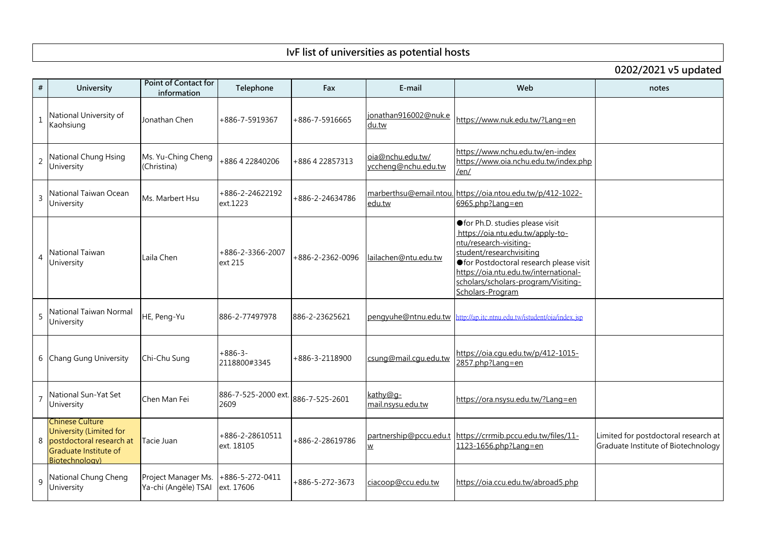# IvF list of universities as potential hosts

**0202/2021 v5 updated**

| # | University | Point of Contact for information | Telephone | Fax | E-mail | Web | notes |
|---|---|---|---|---|---|---|---|
| 1 | National University of Kaohsiung | Jonathan Chen | +886-7-5919367 | +886-7-5916665 | jonathan916002@nuk.edu.tw | https://www.nuk.edu.tw/?Lang=en | |
| 2 | National Chung Hsing University | Ms. Yu-Ching Cheng (Christina) | +886 4 22840206 | +886 4 22857313 | oia@nchu.edu.tw/ yccheng@nchu.edu.tw | https://www.nchu.edu.tw/en-index https://www.oia.nchu.edu.tw/index.php/en/ | |
| 3 | National Taiwan Ocean University | Ms. Marbert Hsu | +886-2-24622192 ext.1223 | +886-2-24634786 | marberthsu@email.ntou.edu.tw | https://oia.ntou.edu.tw/p/412-1022-6965.php?Lang=en | |
| 4 | National Taiwan University | Laila Chen | +886-2-3366-2007 ext 215 | +886-2-2362-0096 | lailachen@ntu.edu.tw | ●for Ph.D. studies please visit https://oia.ntu.edu.tw/apply-to-ntu/research-visiting-student/researchvisiting ●for Postdoctoral research please visit https://oia.ntu.edu.tw/international-scholars/scholars-program/Visiting-Scholars-Program | |
| 5 | National Taiwan Normal University | HE, Peng-Yu | 886-2-77497978 | 886-2-23625621 | pengyuhe@ntnu.edu.tw | http://ap.itc.ntnu.edu.tw/istudent/oia/index.jsp | |
| 6 | Chang Gung University | Chi-Chu Sung | +886-3-2118800#3345 | +886-3-2118900 | csung@mail.cgu.edu.tw | https://oia.cgu.edu.tw/p/412-1015-2857.php?Lang=en | |
| 7 | National Sun-Yat Set University | Chen Man Fei | 886-7-525-2000 ext. 2609 | 886-7-525-2601 | kathy@g-mail.nsysu.edu.tw | https://ora.nsysu.edu.tw/?Lang=en | |
| 8 | Chinese Culture University (Limited for postdoctoral research at Graduate Institute of Biotechnology) | Tacie Juan | +886-2-28610511 ext. 18105 | +886-2-28619786 | partnership@pccu.edu.tw | https://crrmib.pccu.edu.tw/files/11-1123-1656.php?Lang=en | Limited for postdoctoral research at Graduate Institute of Biotechnology |
| 9 | National Chung Cheng University | Project Manager Ms. Ya-chi (Angèle) TSAI | +886-5-272-0411 ext. 17606 | +886-5-272-3673 | ciacoop@ccu.edu.tw | https://oia.ccu.edu.tw/abroad5.php | |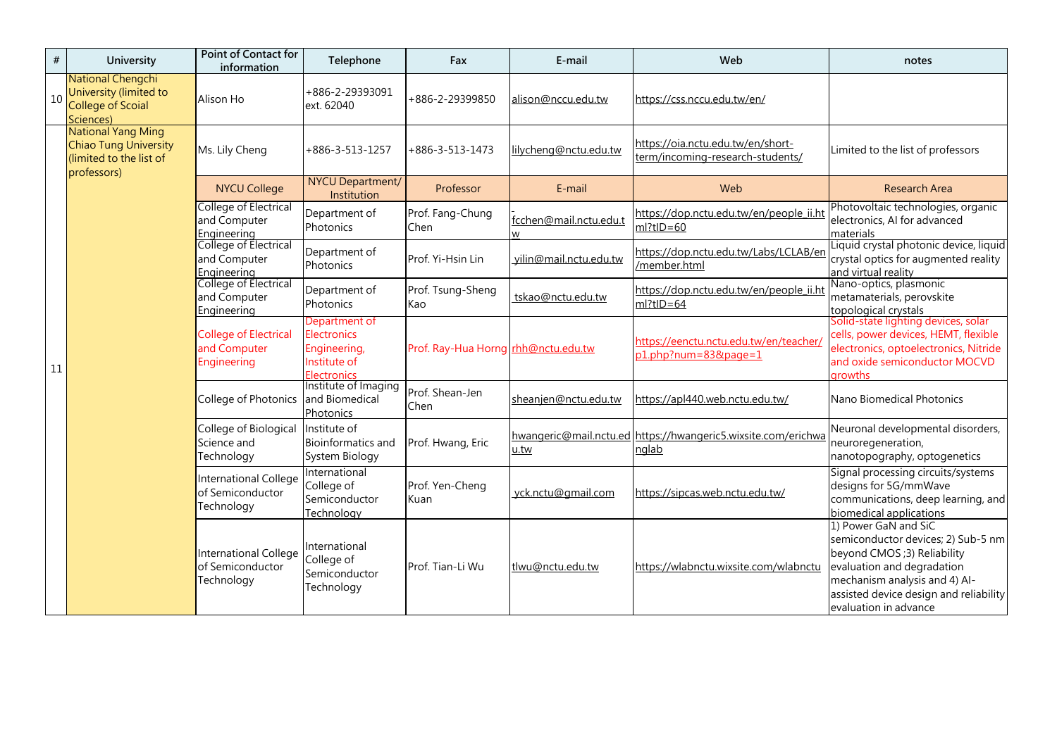| # | University | Point of Contact for information | Telephone | Fax | E-mail | Web | notes |
|---|---|---|---|---|---|---|---|
| 10 | National Chengchi University (limited to College of Scoial Sciences) | Alison Ho | +886-2-29393091 ext. 62040 | +886-2-29399850 | alison@nccu.edu.tw | https://css.nccu.edu.tw/en/ | |
| 11 | National Yang Ming Chiao Tung University (limited to the list of professors) | Ms. Lily Cheng | +886-3-513-1257 | +886-3-513-1473 | lilycheng@nctu.edu.tw | https://oia.nctu.edu.tw/en/short-term/incoming-research-students/ | Limited to the list of professors |
| | | NYCU College | NYCU Department/ Institution | Professor | E-mail | Web | Research Area |
| | | College of Electrical and Computer Engineering | Department of Photonics | Prof. Fang-Chung Chen | fcchen@mail.nctu.edu.tw | https://dop.nctu.edu.tw/en/people_ii.html?tID=60 | Photovoltaic technologies, organic electronics, AI for advanced materials |
| | | College of Electrical and Computer Engineering | Department of Photonics | Prof. Yi-Hsin Lin | yilin@mail.nctu.edu.tw | https://dop.nctu.edu.tw/Labs/LCLAB/en/member.html | Liquid crystal photonic device, liquid crystal optics for augmented reality and virtual reality |
| | | College of Electrical and Computer Engineering | Department of Photonics | Prof. Tsung-Sheng Kao | tskao@nctu.edu.tw | https://dop.nctu.edu.tw/en/people_ii.html?tID=64 | Nano-optics, plasmonic metamaterials, perovskite topological crystals |
| | | College of Electrical and Computer Engineering | Department of Electronics Engineering, Institute of Electronics | Prof. Ray-Hua Horng | rhh@nctu.edu.tw | https://eenctu.nctu.edu.tw/en/teacher/p1.php?num=83&page=1 | Solid-state lighting devices, solar cells, power devices, HEMT, flexible electronics, optoelectronics, Nitride and oxide semiconductor MOCVD growths |
| | | College of Photonics | Institute of Imaging and Biomedical Photonics | Prof. Shean-Jen Chen | sheanjen@nctu.edu.tw | https://apl440.web.nctu.edu.tw/ | Nano Biomedical Photonics |
| | | College of Biological Science and Technology | Institute of Bioinformatics and System Biology | Prof. Hwang, Eric | hwangeric@mail.nctu.edu.tw | https://hwangeric5.wixsite.com/erichwanglab | Neuronal developmental disorders, neuroregeneration, nanotopography, optogenetics |
| | | International College of Semiconductor Technology | International College of Semiconductor Technology | Prof. Yen-Cheng Kuan | yck.nctu@gmail.com | https://sipcas.web.nctu.edu.tw/ | Signal processing circuits/systems designs for 5G/mmWave communications, deep learning, and biomedical applications |
| | | International College of Semiconductor Technology | International College of Semiconductor Technology | Prof. Tian-Li Wu | tlwu@nctu.edu.tw | https://wlabnctu.wixsite.com/wlabnctu | 1) Power GaN and SiC semiconductor devices; 2) Sub-5 nm beyond CMOS ;3) Reliability evaluation and degradation mechanism analysis and 4) AI-assisted device design and reliability evaluation in advance |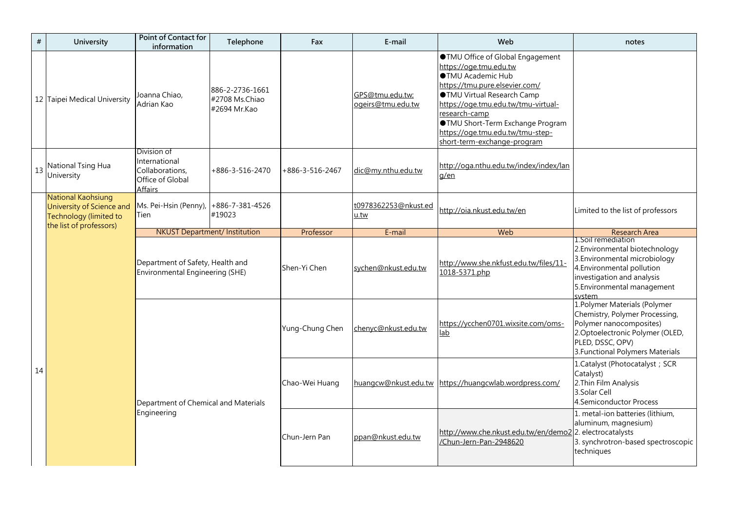| # | University | Point of Contact for information | Telephone | Fax | E-mail | Web | notes |
|---|---|---|---|---|---|---|---|
| 12 | Taipei Medical University | Joanna Chiao, Adrian Kao | 886-2-2736-1661 #2708 Ms.Chiao #2694 Mr.Kao | | GPS@tmu.edu.tw; ogeirs@tmu.edu.tw | ●TMU Office of Global Engagement https://oge.tmu.edu.tw ●TMU Academic Hub https://tmu.pure.elsevier.com/ ●TMU Virtual Research Camp https://oge.tmu.edu.tw/tmu-virtual-research-camp ●TMU Short-Term Exchange Program https://oge.tmu.edu.tw/tmu-step-short-term-exchange-program | |
| 13 | National Tsing Hua University | Division of International Collaborations, Office of Global Affairs | +886-3-516-2470 | +886-3-516-2467 | dic@my.nthu.edu.tw | http://oga.nthu.edu.tw/index/index/lang/en | |
| 14 | National Kaohsiung University of Science and Technology (limited to the list of professors) | Ms. Pei-Hsin (Penny), Tien | +886-7-381-4526 #19023 | | t0978362253@nkust.edu.tw | http://oia.nkust.edu.tw/en | Limited to the list of professors |
| | | NKUST Department/ Institution | | Professor | E-mail | Web | Research Area |
| | | Department of Safety, Health and Environmental Engineering (SHE) | | Shen-Yi Chen | sychen@nkust.edu.tw | http://www.she.nkfust.edu.tw/files/11-1018-5371.php | 1.Soil remediation 2.Environmental biotechnology 3.Environmental microbiology 4.Environmental pollution investigation and analysis 5.Environmental management system |
| | | Department of Chemical and Materials Engineering | | Yung-Chung Chen | chenyc@nkust.edu.tw | https://ycchen0701.wixsite.com/oms-lab | 1.Polymer Materials (Polymer Chemistry, Polymer Processing, Polymer nanocomposites) 2.Optoelectronic Polymer (OLED, PLED, DSSC, OPV) 3.Functional Polymers Materials |
| | | | | Chao-Wei Huang | huangcw@nkust.edu.tw | https://huangcwlab.wordpress.com/ | 1.Catalyst (Photocatalyst；SCR Catalyst) 2.Thin Film Analysis 3.Solar Cell 4.Semiconductor Process |
| | | | | Chun-Jern Pan | ppan@nkust.edu.tw | http://www.che.nkust.edu.tw/en/demo2/Chun-Jern-Pan-2948620 | 1. metal-ion batteries (lithium, aluminum, magnesium) 2. electrocatalysts 3. synchrotron-based spectroscopic techniques |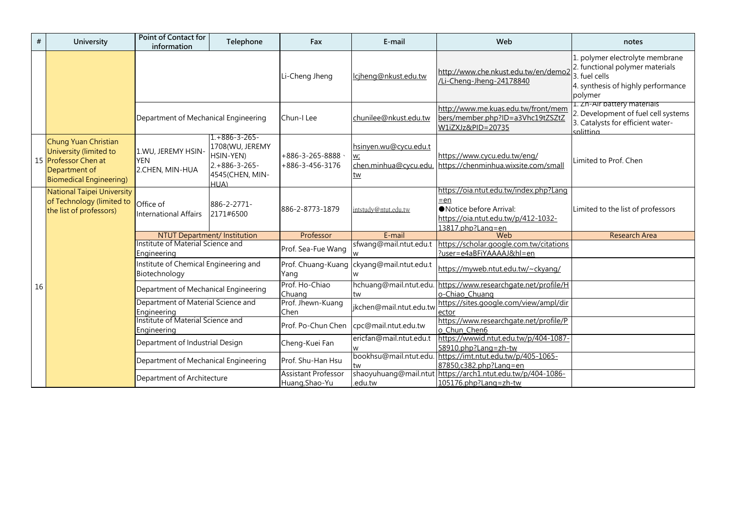| # | University | Point of Contact for information | Telephone | Fax | E-mail | Web | notes |
|---|---|---|---|---|---|---|---|
| | | | | Li-Cheng Jheng | lcjheng@nkust.edu.tw | http://www.che.nkust.edu.tw/en/demo2/Li-Cheng-Jheng-24178840 | 1. polymer electrolyte membrane 2. functional polymer materials 3. fuel cells 4. synthesis of highly performance polymer |
| | | Department of Mechanical Engineering | | Chun-I Lee | chunilee@nkust.edu.tw | http://www.me.kuas.edu.tw/front/members/member.php?ID=a3Vhc19tZSZtZW1iZXJz&PID=20735 | 1. Zn-Air battery materials 2. Development of fuel cell systems 3. Catalysts for efficient water-splitting |
| 15 | Chung Yuan Christian University (limited to Professor Chen at Department of Biomedical Engineering) | 1.WU, JEREMY HSIN-YEN 2.CHEN, MIN-HUA | 1.+886-3-265-1708(WU, JEREMY HSIN-YEN) 2.+886-3-265-4545(CHEN, MIN-HUA) | +886-3-265-8888、+886-3-456-3176 | hsinyen.wu@cycu.edu.tw; chen.minhua@cycu.edu.tw | https://www.cycu.edu.tw/eng/ https://chenminhua.wixsite.com/small | Limited to Prof. Chen |
| 16 | National Taipei University of Technology (limited to the list of professors) | Office of International Affairs | 886-2-2771-2171#6500 | 886-2-8773-1879 | intstudy@ntut.edu.tw | https://oia.ntut.edu.tw/index.php?Lang=en ●Notice before Arrival: https://oia.ntut.edu.tw/p/412-1032-13817.php?Lang=en | Limited to the list of professors |
| | | NTUT Department/ Institution | | Professor | E-mail | Web | Research Area |
| | | Institute of Material Science and Engineering | | Prof. Sea-Fue Wang | sfwang@mail.ntut.edu.tw | https://scholar.google.com.tw/citations?user=e4aBFiYAAAAJ&hl=en | |
| | | Institute of Chemical Engineering and Biotechnology | | Prof. Chuang-Kuang Yang | ckyang@mail.ntut.edu.tw | https://myweb.ntut.edu.tw/~ckyang/ | |
| | | Department of Mechanical Engineering | | Prof. Ho-Chiao Chuang | hchuang@mail.ntut.edu.tw | https://www.researchgate.net/profile/Ho-Chiao_Chuang | |
| | | Department of Material Science and Engineering | | Prof. Jhewn-Kuang Chen | jkchen@mail.ntut.edu.tw | https://sites.google.com/view/ampl/director | |
| | | Institute of Material Science and Engineering | | Prof. Po-Chun Chen | cpc@mail.ntut.edu.tw | https://www.researchgate.net/profile/Po_Chun_Chen6 | |
| | | Department of Industrial Design | | Cheng-Kuei Fan | ericfan@mail.ntut.edu.tw | https://wwwid.ntut.edu.tw/p/404-1087-58910.php?Lang=zh-tw | |
| | | Department of Mechanical Engineering | | Prof. Shu-Han Hsu | bookhsu@mail.ntut.edu.tw | https://imt.ntut.edu.tw/p/405-1065-87850,c382.php?Lang=en | |
| | | Department of Architecture | | Assistant Professor Huang,Shao-Yu | shaoyuhuang@mail.ntut.edu.tw | https://arch1.ntut.edu.tw/p/404-1086-105176.php?Lang=zh-tw | |